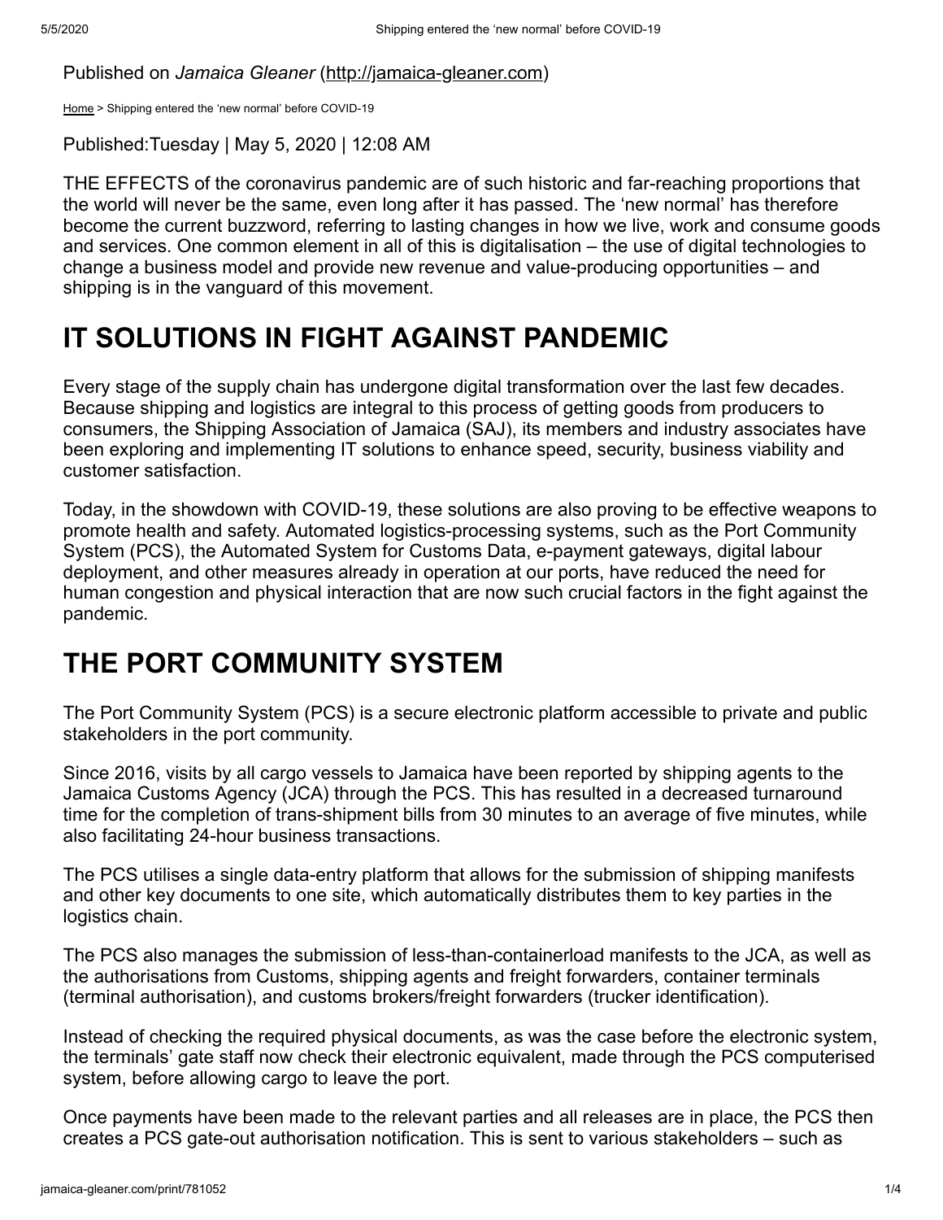Published on *Jamaica Gleaner* (http://jamaica-gleaner.com)

Home > Shipping entered the 'new normal' before COVID-19

Published:Tuesday | May 5, 2020 | 12:08 AM

THE EFFECTS of the coronavirus pandemic are of such historic and far-reaching proportions that the world will never be the same, even long after it has passed. The 'new normal' has therefore become the current buzzword, referring to lasting changes in how we live, work and consume goods and services. One common element in all of this is digitalisation – the use of digital technologies to change a business model and provide new revenue and value-producing opportunities – and shipping is in the vanguard of this movement.

## IT SOLUTIONS IN FIGHT AGAINST PANDEMIC

Every stage of the supply chain has undergone digital transformation over the last few decades. Because shipping and logistics are integral to this process of getting goods from producers to consumers, the Shipping Association of Jamaica (SAJ), its members and industry associates have been exploring and implementing IT solutions to enhance speed, security, business viability and customer satisfaction.

Today, in the showdown with COVID-19, these solutions are also proving to be effective weapons to promote health and safety. Automated logistics-processing systems, such as the Port Community System (PCS), the Automated System for Customs Data, e-payment gateways, digital labour deployment, and other measures already in operation at our ports, have reduced the need for human congestion and physical interaction that are now such crucial factors in the fight against the pandemic.

## THE PORT COMMUNITY SYSTEM

The Port Community System (PCS) is a secure electronic platform accessible to private and public stakeholders in the port community.

Since 2016, visits by all cargo vessels to Jamaica have been reported by shipping agents to the Jamaica Customs Agency (JCA) through the PCS. This has resulted in a decreased turnaround time for the completion of trans-shipment bills from 30 minutes to an average of five minutes, while also facilitating 24-hour business transactions.

The PCS utilises a single data-entry platform that allows for the submission of shipping manifests and other key documents to one site, which automatically distributes them to key parties in the logistics chain.

The PCS also manages the submission of less-than-containerload manifests to the JCA, as well as the authorisations from Customs, shipping agents and freight forwarders, container terminals (terminal authorisation), and customs brokers/freight forwarders (trucker identification).

Instead of checking the required physical documents, as was the case before the electronic system, the terminals' gate staff now check their electronic equivalent, made through the PCS computerised system, before allowing cargo to leave the port.

Once payments have been made to the relevant parties and all releases are in place, the PCS then creates a PCS gate-out authorisation notification. This is sent to various stakeholders – such as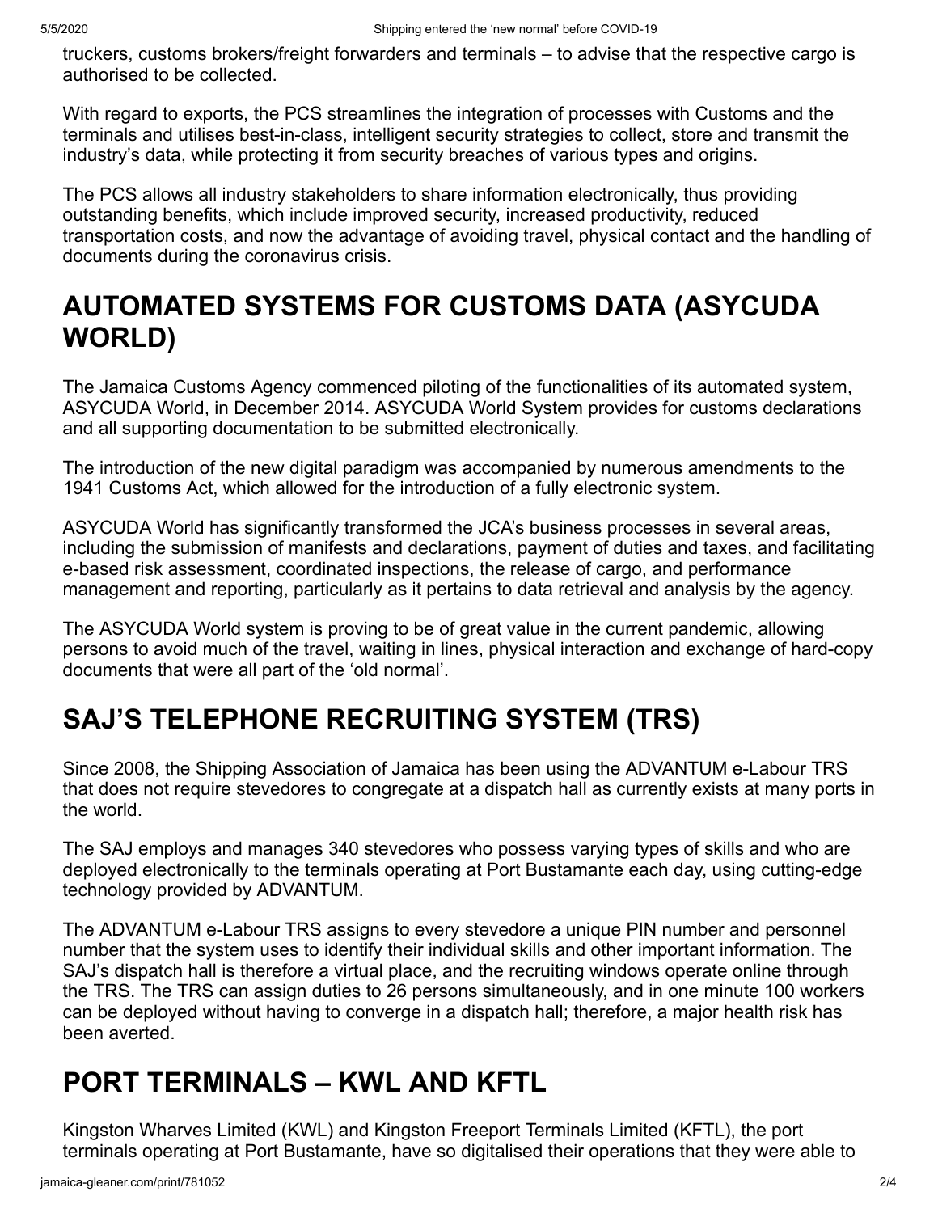truckers, customs brokers/freight forwarders and terminals – to advise that the respective cargo is authorised to be collected.

With regard to exports, the PCS streamlines the integration of processes with Customs and the terminals and utilises best-in-class, intelligent security strategies to collect, store and transmit the industry's data, while protecting it from security breaches of various types and origins.

The PCS allows all industry stakeholders to share information electronically, thus providing outstanding benefits, which include improved security, increased productivity, reduced transportation costs, and now the advantage of avoiding travel, physical contact and the handling of documents during the coronavirus crisis.

## AUTOMATED SYSTEMS FOR CUSTOMS DATA (ASYCUDA WORLD)

The Jamaica Customs Agency commenced piloting of the functionalities of its automated system, ASYCUDA World, in December 2014. ASYCUDA World System provides for customs declarations and all supporting documentation to be submitted electronically.

The introduction of the new digital paradigm was accompanied by numerous amendments to the 1941 Customs Act, which allowed for the introduction of a fully electronic system.

ASYCUDA World has significantly transformed the JCA's business processes in several areas, including the submission of manifests and declarations, payment of duties and taxes, and facilitating e-based risk assessment, coordinated inspections, the release of cargo, and performance management and reporting, particularly as it pertains to data retrieval and analysis by the agency.

The ASYCUDA World system is proving to be of great value in the current pandemic, allowing persons to avoid much of the travel, waiting in lines, physical interaction and exchange of hard-copy documents that were all part of the 'old normal'.

## SAJ'S TELEPHONE RECRUITING SYSTEM (TRS)

Since 2008, the Shipping Association of Jamaica has been using the ADVANTUM e-Labour TRS that does not require stevedores to congregate at a dispatch hall as currently exists at many ports in the world.

The SAJ employs and manages 340 stevedores who possess varying types of skills and who are deployed electronically to the terminals operating at Port Bustamante each day, using cutting-edge technology provided by ADVANTUM.

The ADVANTUM e-Labour TRS assigns to every stevedore a unique PIN number and personnel number that the system uses to identify their individual skills and other important information. The SAJ's dispatch hall is therefore a virtual place, and the recruiting windows operate online through the TRS. The TRS can assign duties to 26 persons simultaneously, and in one minute 100 workers can be deployed without having to converge in a dispatch hall; therefore, a major health risk has been averted.

## PORT TERMINALS – KWL AND KFTL

Kingston Wharves Limited (KWL) and Kingston Freeport Terminals Limited (KFTL), the port terminals operating at Port Bustamante, have so digitalised their operations that they were able to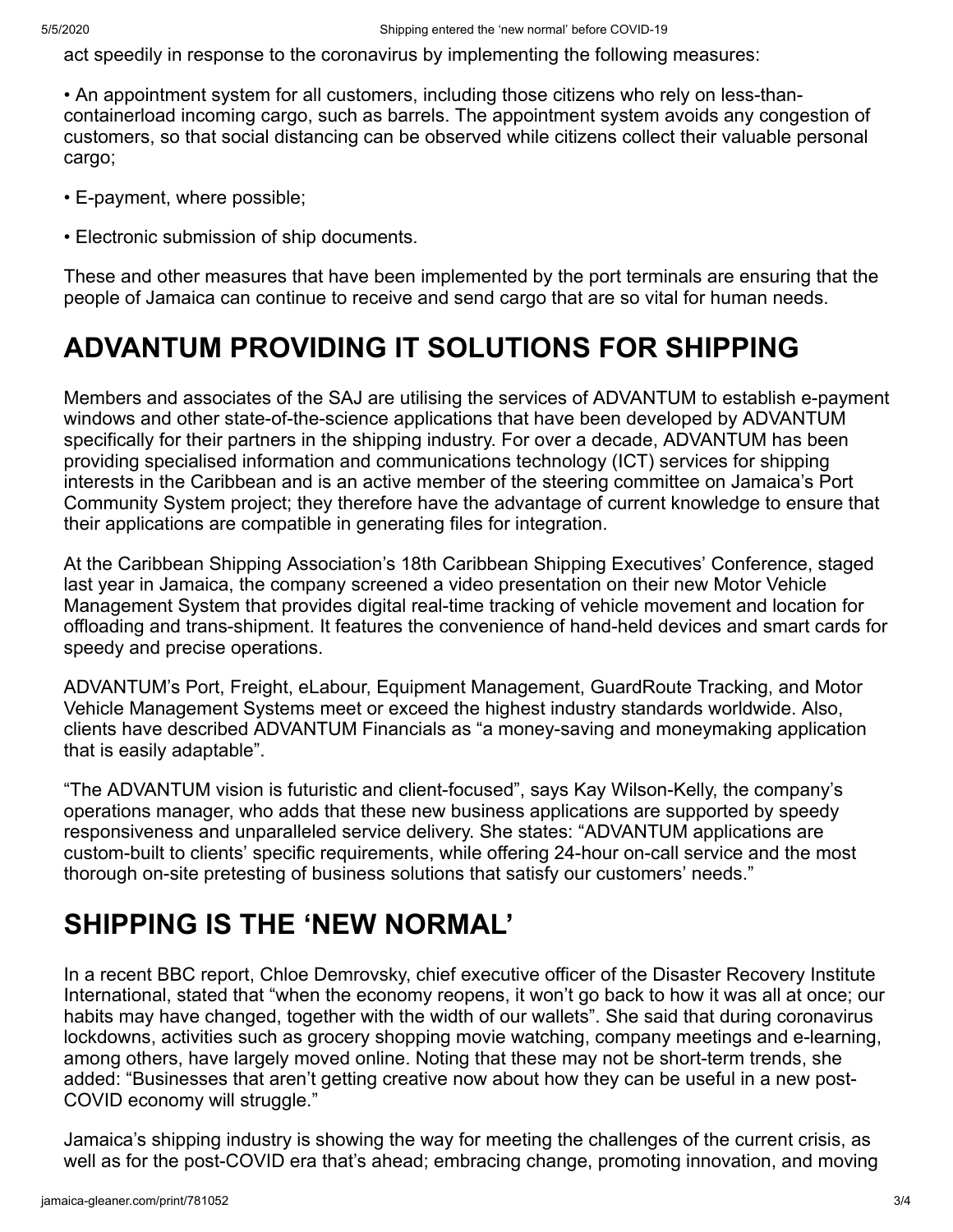act speedily in response to the coronavirus by implementing the following measures:

• An appointment system for all customers, including those citizens who rely on less-than-containerload incoming cargo, such as barrels. The appointment system avoids any congestion of customers, so that social distancing can be observed while citizens collect their valuable personal cargo;

• E-payment, where possible;

• Electronic submission of ship documents.

These and other measures that have been implemented by the port terminals are ensuring that the people of Jamaica can continue to receive and send cargo that are so vital for human needs.

## ADVANTUM PROVIDING IT SOLUTIONS FOR SHIPPING

Members and associates of the SAJ are utilising the services of ADVANTUM to establish e-payment windows and other state-of-the-science applications that have been developed by ADVANTUM specifically for their partners in the shipping industry. For over a decade, ADVANTUM has been providing specialised information and communications technology (ICT) services for shipping interests in the Caribbean and is an active member of the steering committee on Jamaica's Port Community System project; they therefore have the advantage of current knowledge to ensure that their applications are compatible in generating files for integration.

At the Caribbean Shipping Association's 18th Caribbean Shipping Executives' Conference, staged last year in Jamaica, the company screened a video presentation on their new Motor Vehicle Management System that provides digital real-time tracking of vehicle movement and location for offloading and trans-shipment. It features the convenience of hand-held devices and smart cards for speedy and precise operations.

ADVANTUM's Port, Freight, eLabour, Equipment Management, GuardRoute Tracking, and Motor Vehicle Management Systems meet or exceed the highest industry standards worldwide. Also, clients have described ADVANTUM Financials as "a money-saving and moneymaking application that is easily adaptable".

"The ADVANTUM vision is futuristic and client-focused", says Kay Wilson-Kelly, the company's operations manager, who adds that these new business applications are supported by speedy responsiveness and unparalleled service delivery. She states: "ADVANTUM applications are custom-built to clients' specific requirements, while offering 24-hour on-call service and the most thorough on-site pretesting of business solutions that satisfy our customers' needs."

## SHIPPING IS THE 'NEW NORMAL'

In a recent BBC report, Chloe Demrovsky, chief executive officer of the Disaster Recovery Institute International, stated that "when the economy reopens, it won't go back to how it was all at once; our habits may have changed, together with the width of our wallets". She said that during coronavirus lockdowns, activities such as grocery shopping movie watching, company meetings and e-learning, among others, have largely moved online. Noting that these may not be short-term trends, she added: "Businesses that aren't getting creative now about how they can be useful in a new post-COVID economy will struggle."

Jamaica's shipping industry is showing the way for meeting the challenges of the current crisis, as well as for the post-COVID era that's ahead; embracing change, promoting innovation, and moving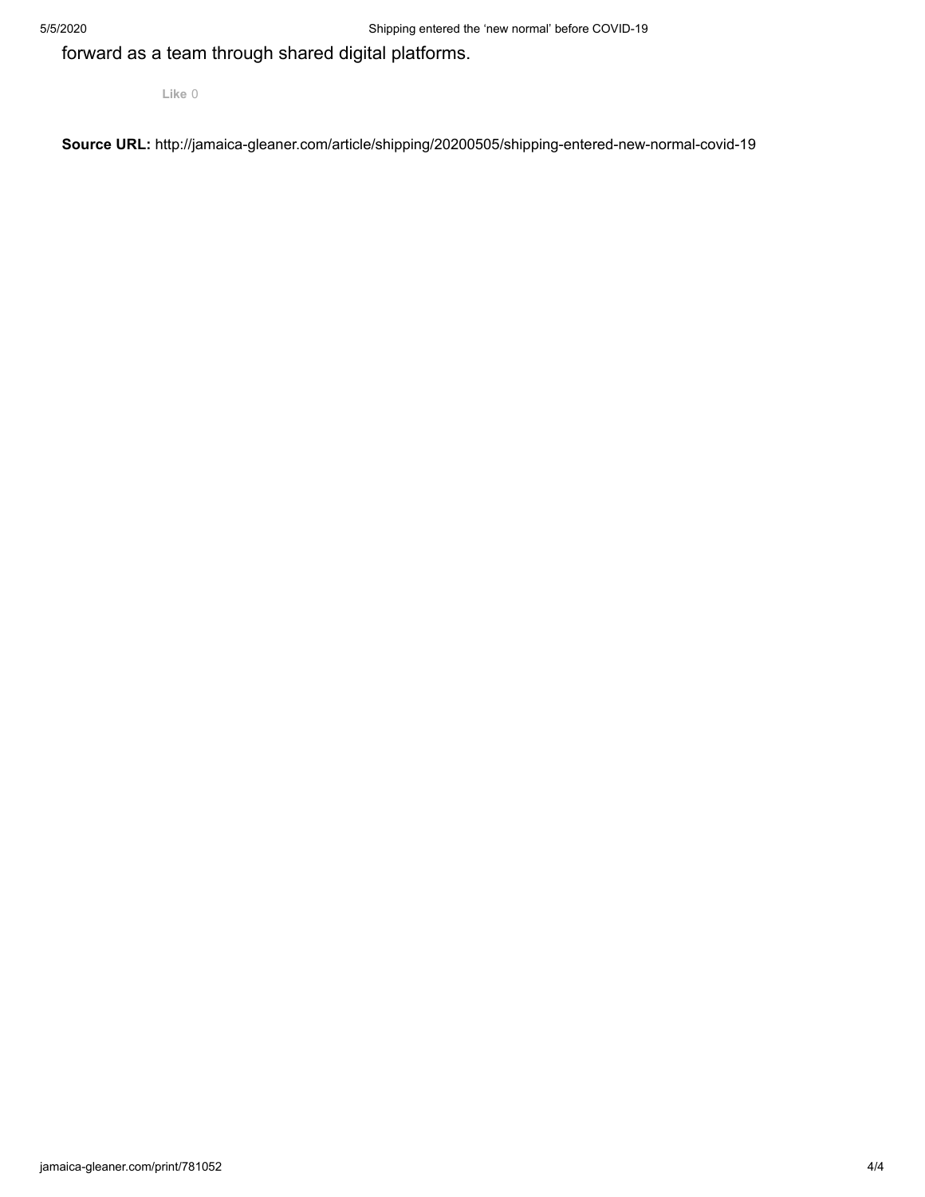forward as a team through shared digital platforms.

Like 0

**Source URL:** http://jamaica-gleaner.com/article/shipping/20200505/shipping-entered-new-normal-covid-19